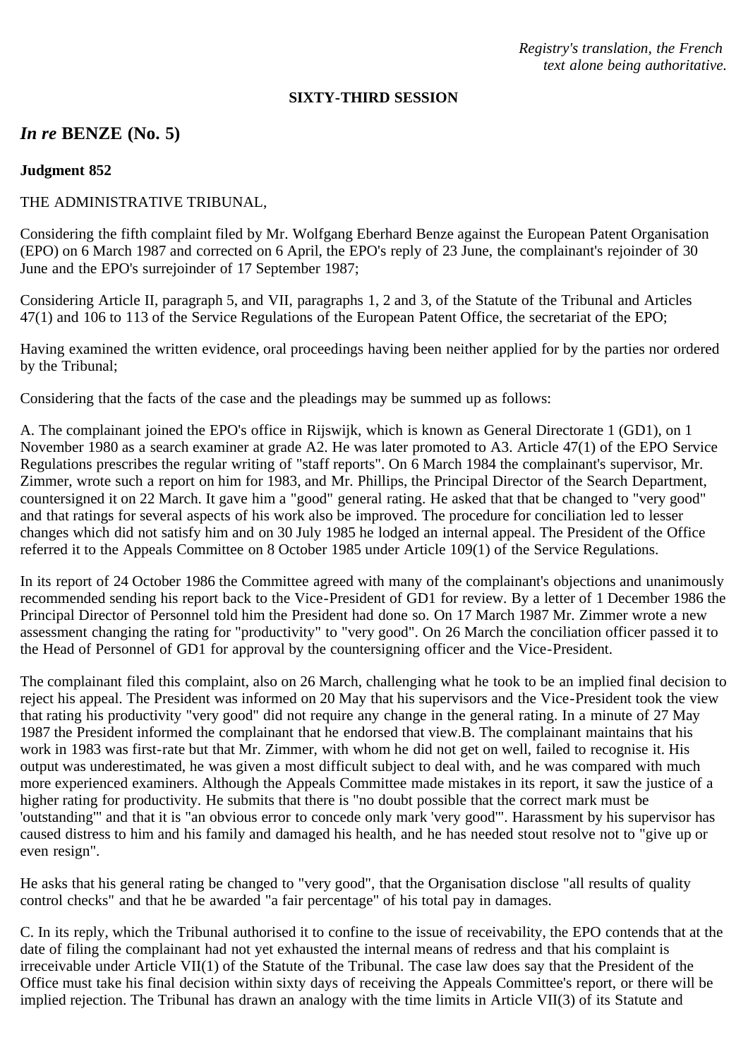*Registry's translation, the French text alone being authoritative.*

**SIXTY-THIRD SESSION**

## *In re* BENZE (No. 5)

**Judgment 852**

THE ADMINISTRATIVE TRIBUNAL,

Considering the fifth complaint filed by Mr. Wolfgang Eberhard Benze against the European Patent Organisation (EPO) on 6 March 1987 and corrected on 6 April, the EPO's reply of 23 June, the complainant's rejoinder of 30 June and the EPO's surrejoinder of 17 September 1987;

Considering Article II, paragraph 5, and VII, paragraphs 1, 2 and 3, of the Statute of the Tribunal and Articles 47(1) and 106 to 113 of the Service Regulations of the European Patent Office, the secretariat of the EPO;

Having examined the written evidence, oral proceedings having been neither applied for by the parties nor ordered by the Tribunal;

Considering that the facts of the case and the pleadings may be summed up as follows:

A. The complainant joined the EPO's office in Rijswijk, which is known as General Directorate 1 (GD1), on 1 November 1980 as a search examiner at grade A2. He was later promoted to A3. Article 47(1) of the EPO Service Regulations prescribes the regular writing of "staff reports". On 6 March 1984 the complainant's supervisor, Mr. Zimmer, wrote such a report on him for 1983, and Mr. Phillips, the Principal Director of the Search Department, countersigned it on 22 March. It gave him a "good" general rating. He asked that that be changed to "very good" and that ratings for several aspects of his work also be improved. The procedure for conciliation led to lesser changes which did not satisfy him and on 30 July 1985 he lodged an internal appeal. The President of the Office referred it to the Appeals Committee on 8 October 1985 under Article 109(1) of the Service Regulations.

In its report of 24 October 1986 the Committee agreed with many of the complainant's objections and unanimously recommended sending his report back to the Vice-President of GD1 for review. By a letter of 1 December 1986 the Principal Director of Personnel told him the President had done so. On 17 March 1987 Mr. Zimmer wrote a new assessment changing the rating for "productivity" to "very good". On 26 March the conciliation officer passed it to the Head of Personnel of GD1 for approval by the countersigning officer and the Vice-President.

The complainant filed this complaint, also on 26 March, challenging what he took to be an implied final decision to reject his appeal. The President was informed on 20 May that his supervisors and the Vice-President took the view that rating his productivity "very good" did not require any change in the general rating. In a minute of 27 May 1987 the President informed the complainant that he endorsed that view.

B. The complainant maintains that his work in 1983 was first-rate but that Mr. Zimmer, with whom he did not get on well, failed to recognise it. His output was underestimated, he was given a most difficult subject to deal with, and he was compared with much more experienced examiners. Although the Appeals Committee made mistakes in its report, it saw the justice of a higher rating for productivity. He submits that there is "no doubt possible that the correct mark must be 'outstanding'" and that it is "an obvious error to concede only mark 'very good'". Harassment by his supervisor has caused distress to him and his family and damaged his health, and he has needed stout resolve not to "give up or even resign".

He asks that his general rating be changed to "very good", that the Organisation disclose "all results of quality control checks" and that he be awarded "a fair percentage" of his total pay in damages.

C. In its reply, which the Tribunal authorised it to confine to the issue of receivability, the EPO contends that at the date of filing the complainant had not yet exhausted the internal means of redress and that his complaint is irreceivable under Article VII(1) of the Statute of the Tribunal. The case law does say that the President of the Office must take his final decision within sixty days of receiving the Appeals Committee's report, or there will be implied rejection. The Tribunal has drawn an analogy with the time limits in Article VII(3) of its Statute and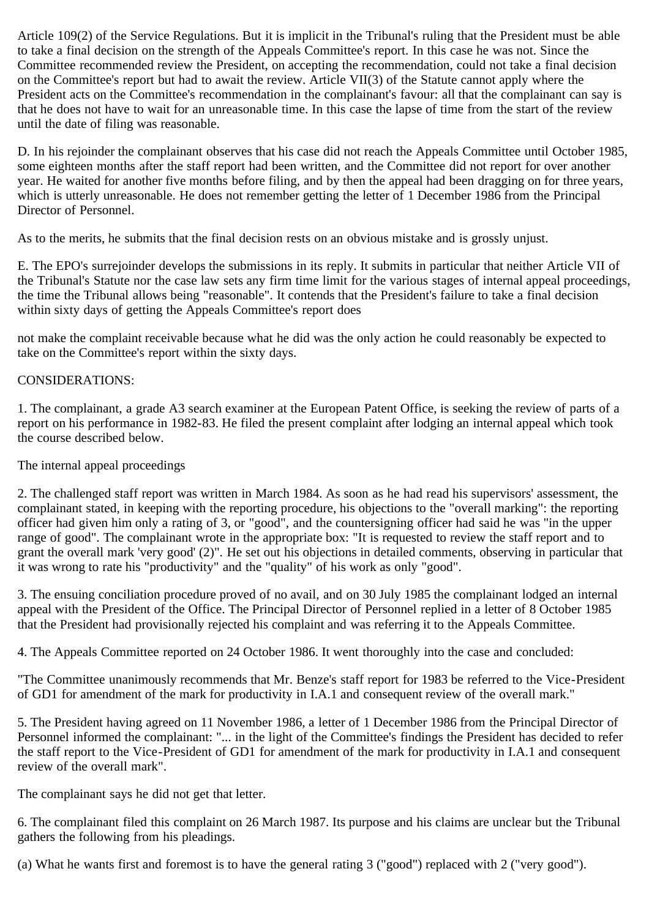Article 109(2) of the Service Regulations. But it is implicit in the Tribunal's ruling that the President must be able to take a final decision on the strength of the Appeals Committee's report. In this case he was not. Since the Committee recommended review the President, on accepting the recommendation, could not take a final decision on the Committee's report but had to await the review. Article VII(3) of the Statute cannot apply where the President acts on the Committee's recommendation in the complainant's favour: all that the complainant can say is that he does not have to wait for an unreasonable time. In this case the lapse of time from the start of the review until the date of filing was reasonable.

D. In his rejoinder the complainant observes that his case did not reach the Appeals Committee until October 1985, some eighteen months after the staff report had been written, and the Committee did not report for over another year. He waited for another five months before filing, and by then the appeal had been dragging on for three years, which is utterly unreasonable. He does not remember getting the letter of 1 December 1986 from the Principal Director of Personnel.

As to the merits, he submits that the final decision rests on an obvious mistake and is grossly unjust.

E. The EPO's surrejoinder develops the submissions in its reply. It submits in particular that neither Article VII of the Tribunal's Statute nor the case law sets any firm time limit for the various stages of internal appeal proceedings, the time the Tribunal allows being "reasonable". It contends that the President's failure to take a final decision within sixty days of getting the Appeals Committee's report does

not make the complaint receivable because what he did was the only action he could reasonably be expected to take on the Committee's report within the sixty days.

CONSIDERATIONS:

1. The complainant, a grade A3 search examiner at the European Patent Office, is seeking the review of parts of a report on his performance in 1982-83. He filed the present complaint after lodging an internal appeal which took the course described below.

The internal appeal proceedings

2. The challenged staff report was written in March 1984. As soon as he had read his supervisors' assessment, the complainant stated, in keeping with the reporting procedure, his objections to the "overall marking": the reporting officer had given him only a rating of 3, or "good", and the countersigning officer had said he was "in the upper range of good". The complainant wrote in the appropriate box: "It is requested to review the staff report and to grant the overall mark 'very good' (2)". He set out his objections in detailed comments, observing in particular that it was wrong to rate his "productivity" and the "quality" of his work as only "good".

3. The ensuing conciliation procedure proved of no avail, and on 30 July 1985 the complainant lodged an internal appeal with the President of the Office. The Principal Director of Personnel replied in a letter of 8 October 1985 that the President had provisionally rejected his complaint and was referring it to the Appeals Committee.

4. The Appeals Committee reported on 24 October 1986. It went thoroughly into the case and concluded:

"The Committee unanimously recommends that Mr. Benze's staff report for 1983 be referred to the Vice-President of GD1 for amendment of the mark for productivity in I.A.1 and consequent review of the overall mark."

5. The President having agreed on 11 November 1986, a letter of 1 December 1986 from the Principal Director of Personnel informed the complainant: "... in the light of the Committee's findings the President has decided to refer the staff report to the Vice-President of GD1 for amendment of the mark for productivity in I.A.1 and consequent review of the overall mark".

The complainant says he did not get that letter.

6. The complainant filed this complaint on 26 March 1987. Its purpose and his claims are unclear but the Tribunal gathers the following from his pleadings.

(a) What he wants first and foremost is to have the general rating 3 ("good") replaced with 2 ("very good").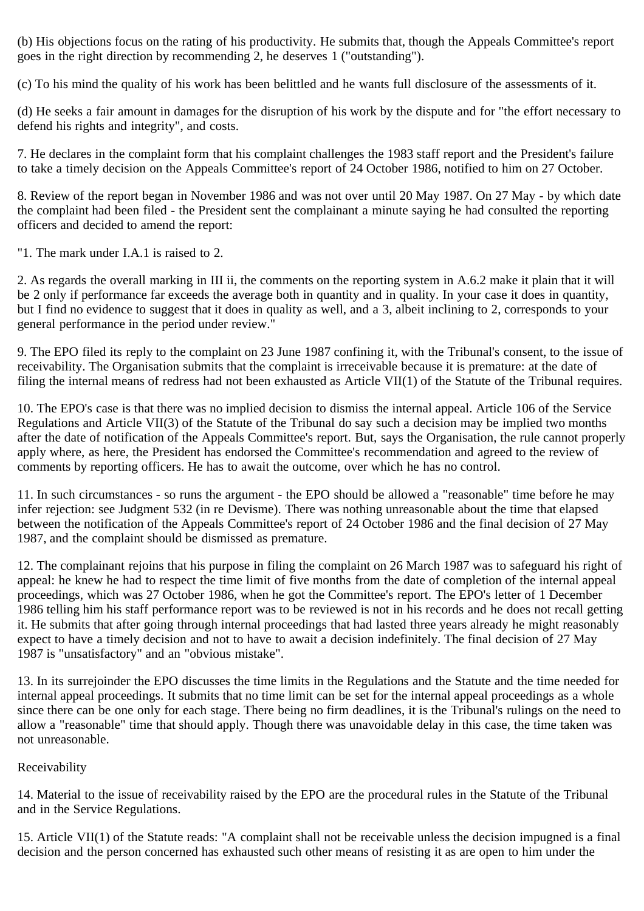(b) His objections focus on the rating of his productivity. He submits that, though the Appeals Committee's report goes in the right direction by recommending 2, he deserves 1 ("outstanding").

(c) To his mind the quality of his work has been belittled and he wants full disclosure of the assessments of it.

(d) He seeks a fair amount in damages for the disruption of his work by the dispute and for "the effort necessary to defend his rights and integrity", and costs.

7. He declares in the complaint form that his complaint challenges the 1983 staff report and the President's failure to take a timely decision on the Appeals Committee's report of 24 October 1986, notified to him on 27 October.

8. Review of the report began in November 1986 and was not over until 20 May 1987. On 27 May - by which date the complaint had been filed - the President sent the complainant a minute saying he had consulted the reporting officers and decided to amend the report:

"1. The mark under I.A.1 is raised to 2.

2. As regards the overall marking in III ii, the comments on the reporting system in A.6.2 make it plain that it will be 2 only if performance far exceeds the average both in quantity and in quality. In your case it does in quantity, but I find no evidence to suggest that it does in quality as well, and a 3, albeit inclining to 2, corresponds to your general performance in the period under review."

9. The EPO filed its reply to the complaint on 23 June 1987 confining it, with the Tribunal's consent, to the issue of receivability. The Organisation submits that the complaint is irreceivable because it is premature: at the date of filing the internal means of redress had not been exhausted as Article VII(1) of the Statute of the Tribunal requires.

10. The EPO's case is that there was no implied decision to dismiss the internal appeal. Article 106 of the Service Regulations and Article VII(3) of the Statute of the Tribunal do say such a decision may be implied two months after the date of notification of the Appeals Committee's report. But, says the Organisation, the rule cannot properly apply where, as here, the President has endorsed the Committee's recommendation and agreed to the review of comments by reporting officers. He has to await the outcome, over which he has no control.

11. In such circumstances - so runs the argument - the EPO should be allowed a "reasonable" time before he may infer rejection: see Judgment 532 (in re Devisme). There was nothing unreasonable about the time that elapsed between the notification of the Appeals Committee's report of 24 October 1986 and the final decision of 27 May 1987, and the complaint should be dismissed as premature.

12. The complainant rejoins that his purpose in filing the complaint on 26 March 1987 was to safeguard his right of appeal: he knew he had to respect the time limit of five months from the date of completion of the internal appeal proceedings, which was 27 October 1986, when he got the Committee's report. The EPO's letter of 1 December 1986 telling him his staff performance report was to be reviewed is not in his records and he does not recall getting it. He submits that after going through internal proceedings that had lasted three years already he might reasonably expect to have a timely decision and not to have to await a decision indefinitely. The final decision of 27 May 1987 is "unsatisfactory" and an "obvious mistake".

13. In its surrejoinder the EPO discusses the time limits in the Regulations and the Statute and the time needed for internal appeal proceedings. It submits that no time limit can be set for the internal appeal proceedings as a whole since there can be one only for each stage. There being no firm deadlines, it is the Tribunal's rulings on the need to allow a "reasonable" time that should apply. Though there was unavoidable delay in this case, the time taken was not unreasonable.

Receivability

14. Material to the issue of receivability raised by the EPO are the procedural rules in the Statute of the Tribunal and in the Service Regulations.

15. Article VII(1) of the Statute reads: "A complaint shall not be receivable unless the decision impugned is a final decision and the person concerned has exhausted such other means of resisting it as are open to him under the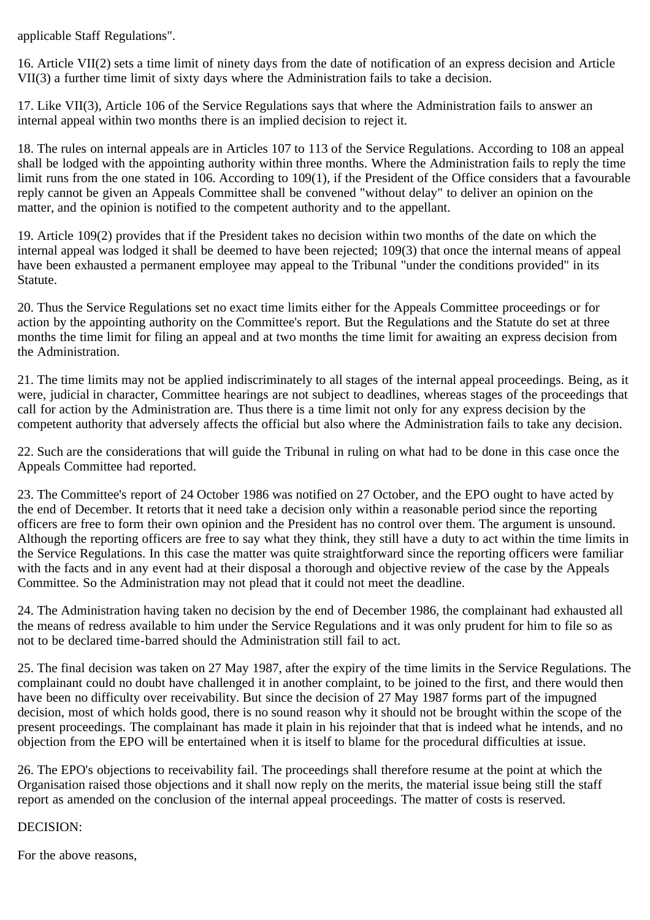applicable Staff Regulations".

16. Article VII(2) sets a time limit of ninety days from the date of notification of an express decision and Article VII(3) a further time limit of sixty days where the Administration fails to take a decision.

17. Like VII(3), Article 106 of the Service Regulations says that where the Administration fails to answer an internal appeal within two months there is an implied decision to reject it.

18. The rules on internal appeals are in Articles 107 to 113 of the Service Regulations. According to 108 an appeal shall be lodged with the appointing authority within three months. Where the Administration fails to reply the time limit runs from the one stated in 106. According to 109(1), if the President of the Office considers that a favourable reply cannot be given an Appeals Committee shall be convened "without delay" to deliver an opinion on the matter, and the opinion is notified to the competent authority and to the appellant.

19. Article 109(2) provides that if the President takes no decision within two months of the date on which the internal appeal was lodged it shall be deemed to have been rejected; 109(3) that once the internal means of appeal have been exhausted a permanent employee may appeal to the Tribunal "under the conditions provided" in its Statute.

20. Thus the Service Regulations set no exact time limits either for the Appeals Committee proceedings or for action by the appointing authority on the Committee's report. But the Regulations and the Statute do set at three months the time limit for filing an appeal and at two months the time limit for awaiting an express decision from the Administration.

21. The time limits may not be applied indiscriminately to all stages of the internal appeal proceedings. Being, as it were, judicial in character, Committee hearings are not subject to deadlines, whereas stages of the proceedings that call for action by the Administration are. Thus there is a time limit not only for any express decision by the competent authority that adversely affects the official but also where the Administration fails to take any decision.

22. Such are the considerations that will guide the Tribunal in ruling on what had to be done in this case once the Appeals Committee had reported.

23. The Committee's report of 24 October 1986 was notified on 27 October, and the EPO ought to have acted by the end of December. It retorts that it need take a decision only within a reasonable period since the reporting officers are free to form their own opinion and the President has no control over them. The argument is unsound. Although the reporting officers are free to say what they think, they still have a duty to act within the time limits in the Service Regulations. In this case the matter was quite straightforward since the reporting officers were familiar with the facts and in any event had at their disposal a thorough and objective review of the case by the Appeals Committee. So the Administration may not plead that it could not meet the deadline.

24. The Administration having taken no decision by the end of December 1986, the complainant had exhausted all the means of redress available to him under the Service Regulations and it was only prudent for him to file so as not to be declared time-barred should the Administration still fail to act.

25. The final decision was taken on 27 May 1987, after the expiry of the time limits in the Service Regulations. The complainant could no doubt have challenged it in another complaint, to be joined to the first, and there would then have been no difficulty over receivability. But since the decision of 27 May 1987 forms part of the impugned decision, most of which holds good, there is no sound reason why it should not be brought within the scope of the present proceedings. The complainant has made it plain in his rejoinder that that is indeed what he intends, and no objection from the EPO will be entertained when it is itself to blame for the procedural difficulties at issue.

26. The EPO's objections to receivability fail. The proceedings shall therefore resume at the point at which the Organisation raised those objections and it shall now reply on the merits, the material issue being still the staff report as amended on the conclusion of the internal appeal proceedings. The matter of costs is reserved.

DECISION:

For the above reasons,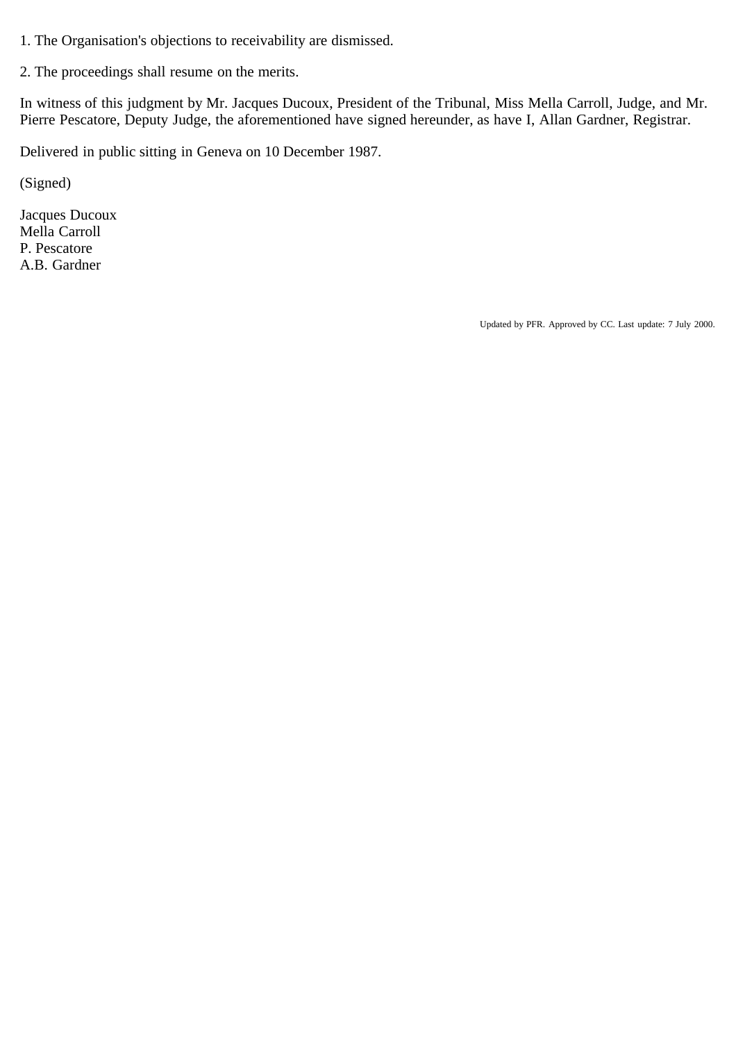1. The Organisation's objections to receivability are dismissed.

2. The proceedings shall resume on the merits.

In witness of this judgment by Mr. Jacques Ducoux, President of the Tribunal, Miss Mella Carroll, Judge, and Mr. Pierre Pescatore, Deputy Judge, the aforementioned have signed hereunder, as have I, Allan Gardner, Registrar.

Delivered in public sitting in Geneva on 10 December 1987.

(Signed)

Jacques Ducoux
Mella Carroll
P. Pescatore
A.B. Gardner

Updated by PFR. Approved by CC. Last update: 7 July 2000.